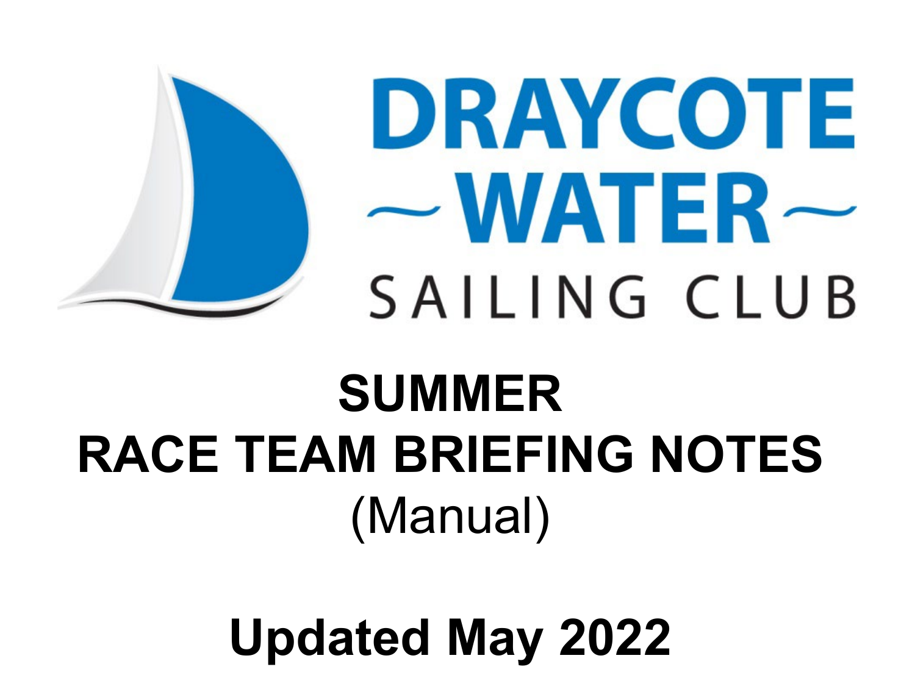DRAYCOTE WATER SAILING CLUB

# SUMMER RACE TEAM BRIEFING NOTES

(Manual)

## Updated May 2022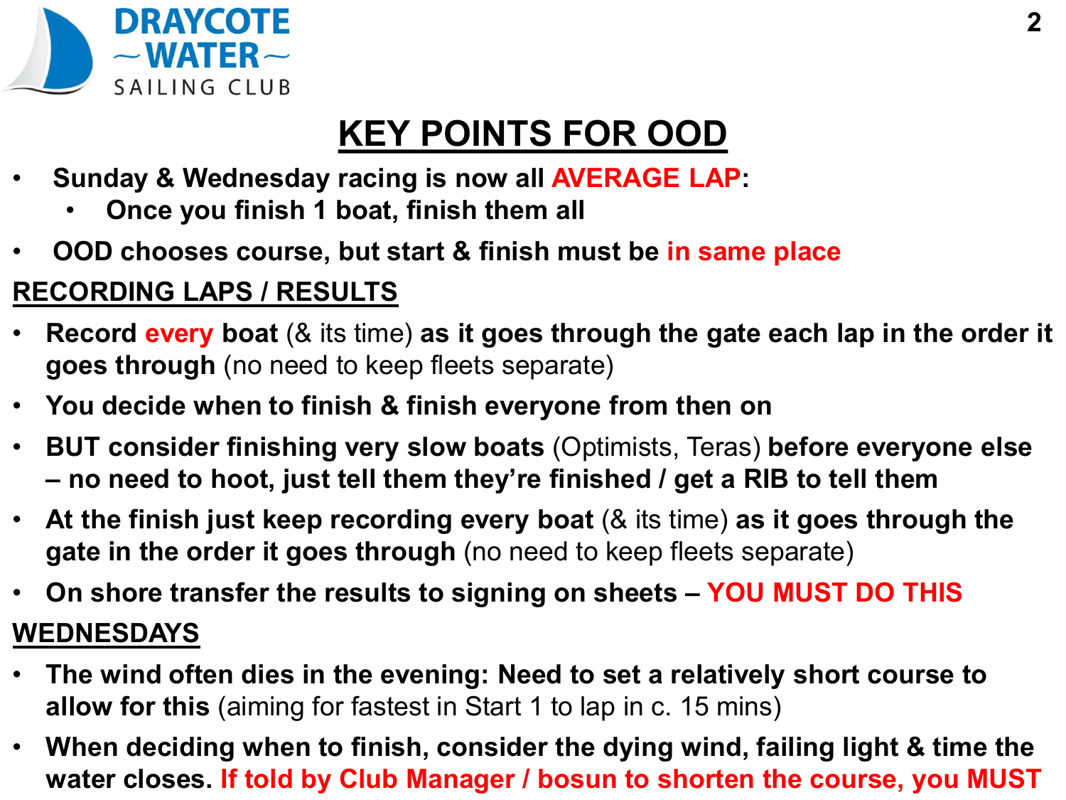# KEY POINTS FOR OOD

- **Sunday & Wednesday racing is now all AVERAGE LAP:**
  - **Once you finish 1 boat, finish them all**
- **OOD chooses course, but start & finish must be in same place**

## RECORDING LAPS / RESULTS

- **Record every boat** (& its time) **as it goes through the gate each lap in the order it goes through** (no need to keep fleets separate)
- **You decide when to finish & finish everyone from then on**
- **BUT consider finishing very slow boats** (Optimists, Teras) **before everyone else – no need to hoot, just tell them they're finished / get a RIB to tell them**
- **At the finish just keep recording every boat** (& its time) **as it goes through the gate in the order it goes through** (no need to keep fleets separate)
- **On shore transfer the results to signing on sheets – YOU MUST DO THIS**

## WEDNESDAYS

- **The wind often dies in the evening: Need to set a relatively short course to allow for this** (aiming for fastest in Start 1 to lap in c. 15 mins)
- **When deciding when to finish, consider the dying wind, failing light & time the water closes. If told by Club Manager / bosun to shorten the course, you MUST**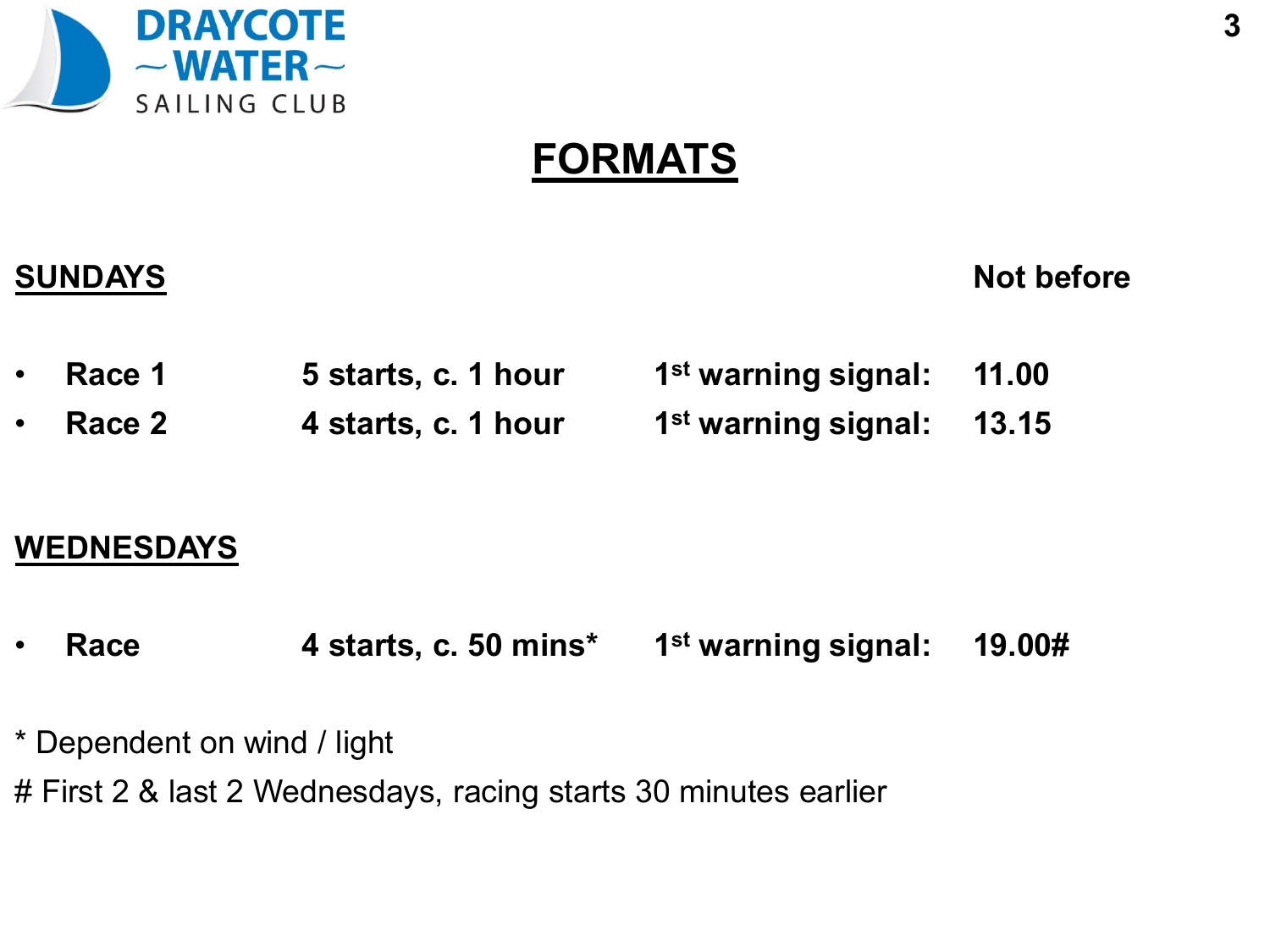# FORMATS

## SUNDAYS

| | | | Not before |
|---|---|---|---|
| • **Race 1** | **5 starts, c. 1 hour** | **1st warning signal:** | **11.00** |
| • **Race 2** | **4 starts, c. 1 hour** | **1st warning signal:** | **13.15** |

## WEDNESDAYS

| | | | |
|---|---|---|---|
| • **Race** | **4 starts, c. 50 mins*** | **1st warning signal:** | **19.00#** |

* Dependent on wind / light

# First 2 & last 2 Wednesdays, racing starts 30 minutes earlier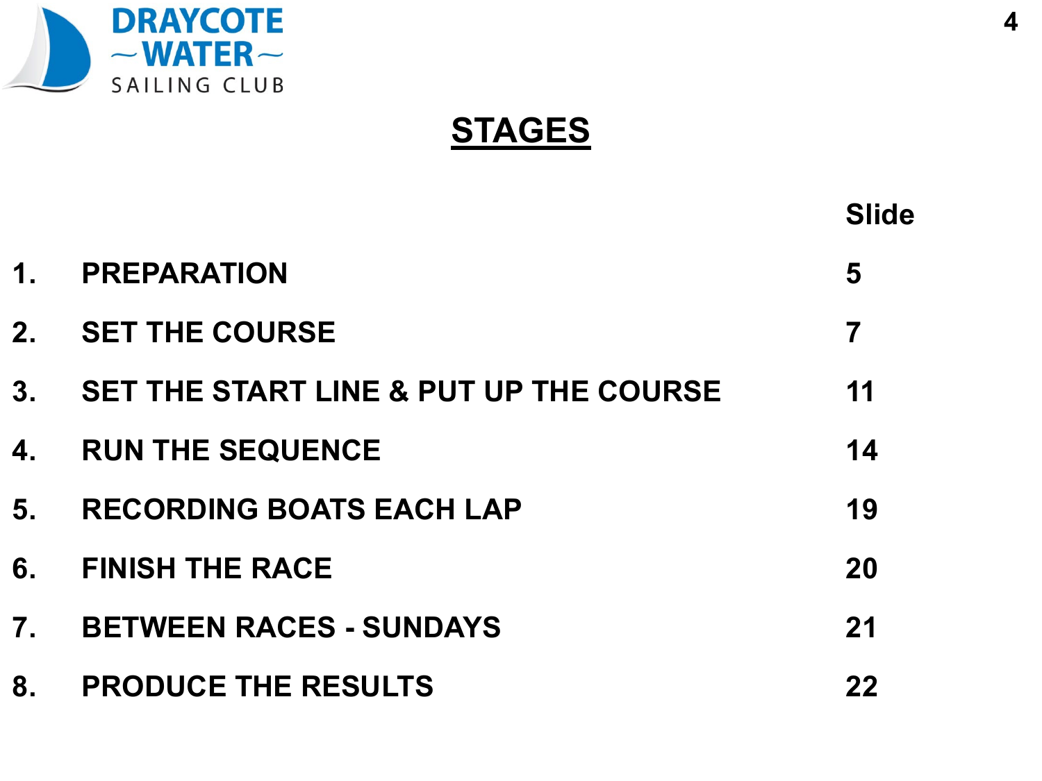# STAGES

| | | Slide |
|---|---|---|
| 1. | PREPARATION | 5 |
| 2. | SET THE COURSE | 7 |
| 3. | SET THE START LINE & PUT UP THE COURSE | 11 |
| 4. | RUN THE SEQUENCE | 14 |
| 5. | RECORDING BOATS EACH LAP | 19 |
| 6. | FINISH THE RACE | 20 |
| 7. | BETWEEN RACES - SUNDAYS | 21 |
| 8. | PRODUCE THE RESULTS | 22 |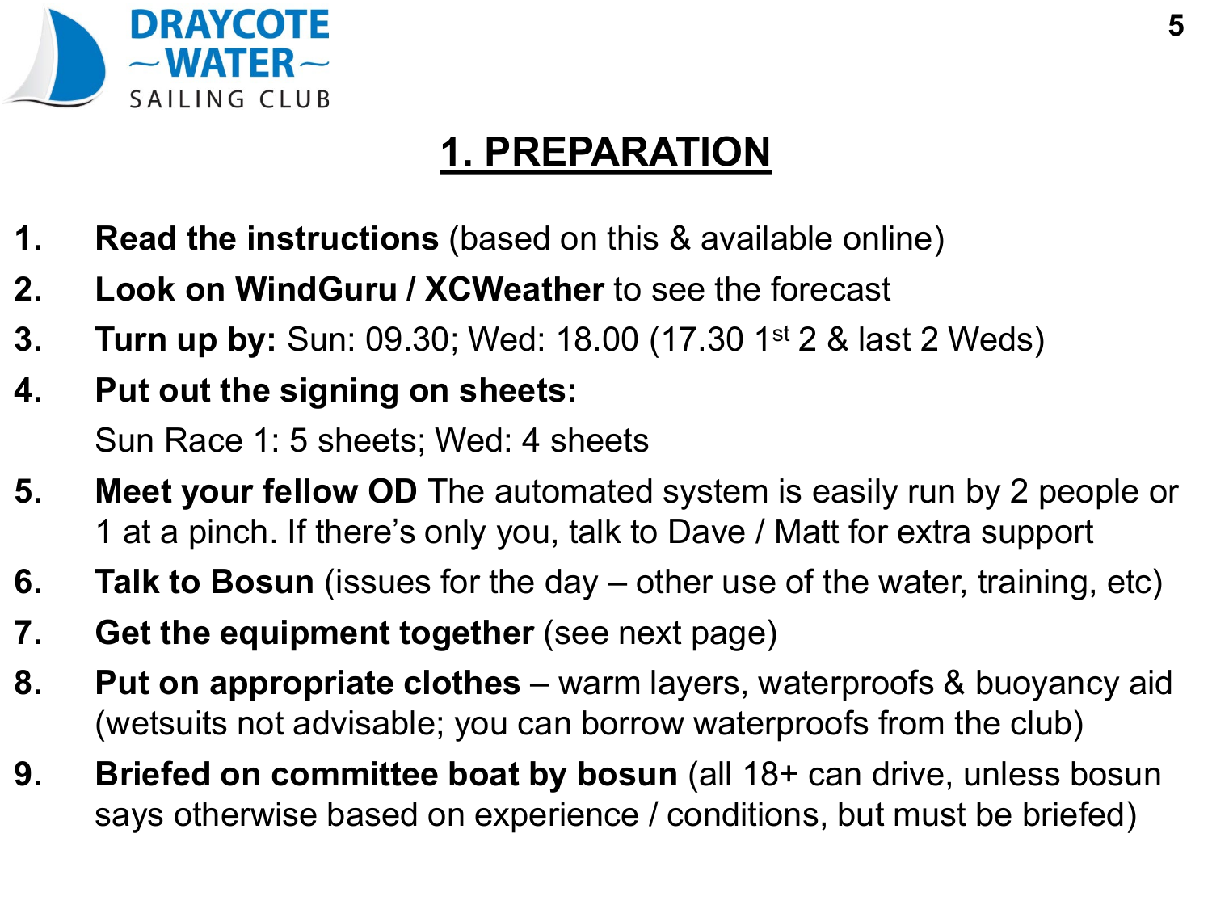# 1. PREPARATION

1. **Read the instructions** (based on this & available online)
2. **Look on WindGuru / XCWeather** to see the forecast
3. **Turn up by:** Sun: 09.30; Wed: 18.00 (17.30 1st 2 & last 2 Weds)
4. **Put out the signing on sheets:**
   Sun Race 1: 5 sheets; Wed: 4 sheets
5. **Meet your fellow OD** The automated system is easily run by 2 people or 1 at a pinch. If there's only you, talk to Dave / Matt for extra support
6. **Talk to Bosun** (issues for the day – other use of the water, training, etc)
7. **Get the equipment together** (see next page)
8. **Put on appropriate clothes** – warm layers, waterproofs & buoyancy aid (wetsuits not advisable; you can borrow waterproofs from the club)
9. **Briefed on committee boat by bosun** (all 18+ can drive, unless bosun says otherwise based on experience / conditions, but must be briefed)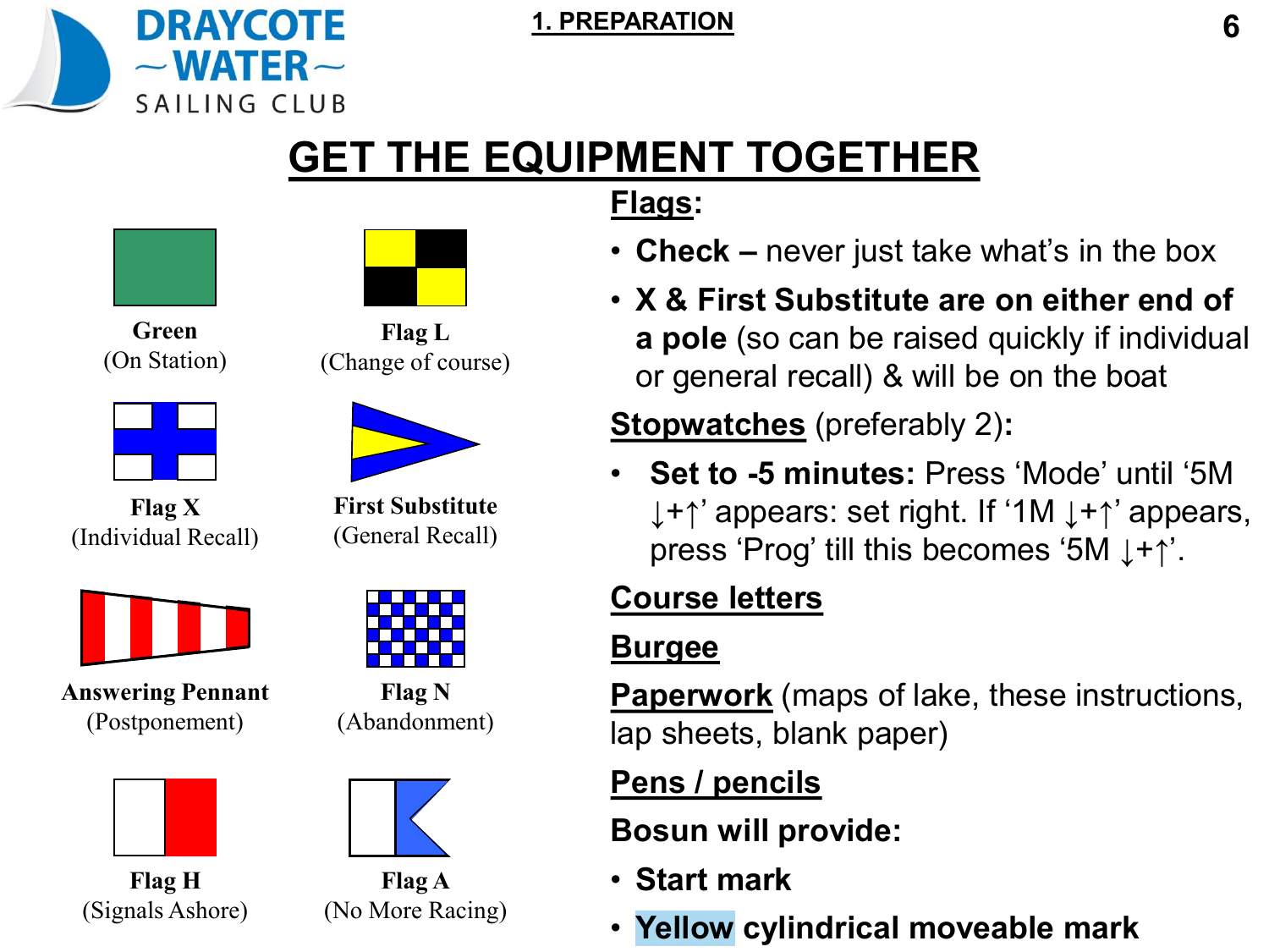## 1. PREPARATION

# GET THE EQUIPMENT TOGETHER

**Green**
(On Station)

**Flag L**
(Change of course)

**Flag X**
(Individual Recall)

**First Substitute**
(General Recall)

**Answering Pennant**
(Postponement)

**Flag N**
(Abandonment)

**Flag H**
(Signals Ashore)

**Flag A**
(No More Racing)

**Flags:**

- **Check –** never just take what's in the box
- **X & First Substitute are on either end of a pole** (so can be raised quickly if individual or general recall) & will be on the boat

**Stopwatches** (preferably 2)**:**

- **Set to -5 minutes:** Press 'Mode' until '5M ↓+↑' appears: set right. If '1M ↓+↑' appears, press 'Prog' till this becomes '5M ↓+↑'.

**Course letters**

**Burgee**

**Paperwork** (maps of lake, these instructions, lap sheets, blank paper)

**Pens / pencils**

**Bosun will provide:**

- **Start mark**
- **Yellow cylindrical moveable mark**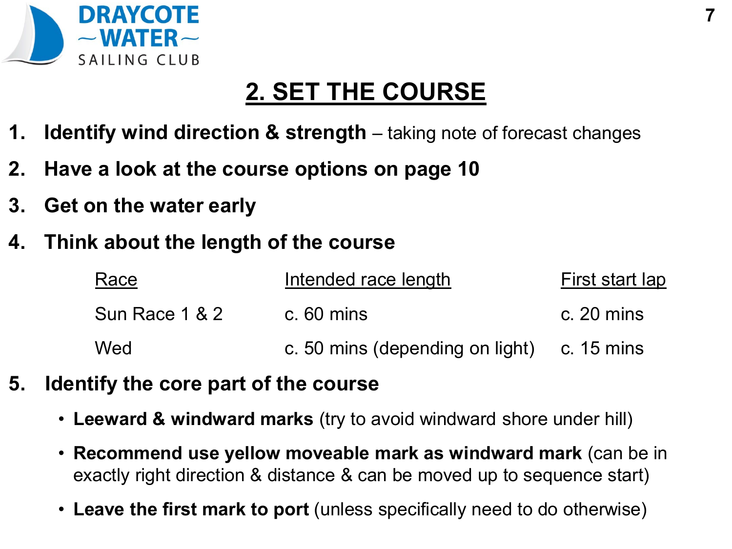## 2. SET THE COURSE

1. **Identify wind direction & strength** – taking note of forecast changes
2. **Have a look at the course options on page 10**
3. **Get on the water early**
4. **Think about the length of the course**

| Race | Intended race length | First start lap |
|---|---|---|
| Sun Race 1 & 2 | c. 60 mins | c. 20 mins |
| Wed | c. 50 mins (depending on light) | c. 15 mins |

5. **Identify the core part of the course**
   - **Leeward & windward marks** (try to avoid windward shore under hill)
   - **Recommend use yellow moveable mark as windward mark** (can be in exactly right direction & distance & can be moved up to sequence start)
   - **Leave the first mark to port** (unless specifically need to do otherwise)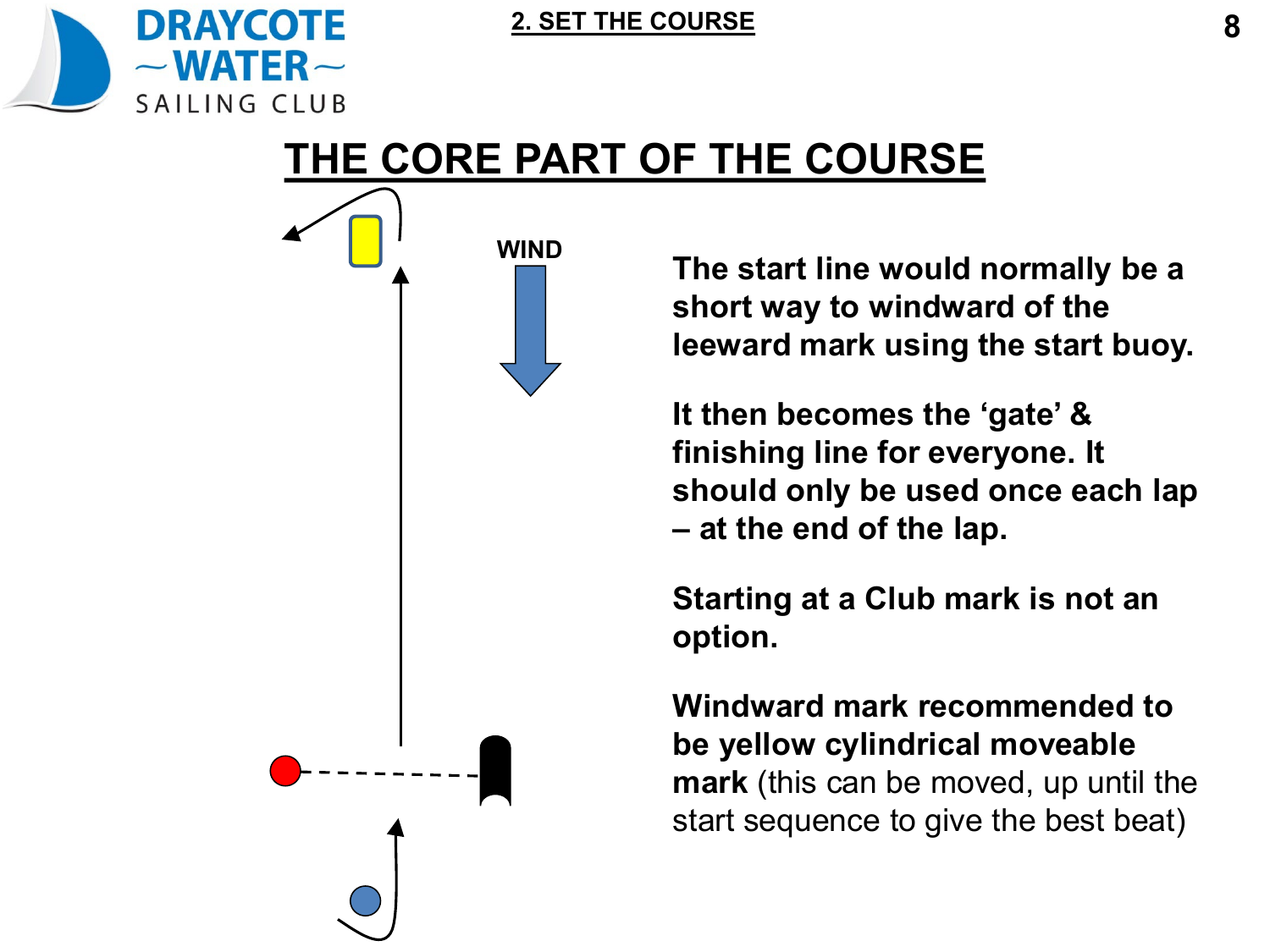# THE CORE PART OF THE COURSE

WIND

**The start line would normally be a short way to windward of the leeward mark using the start buoy.**

**It then becomes the 'gate' & finishing line for everyone. It should only be used once each lap – at the end of the lap.**

**Starting at a Club mark is not an option.**

**Windward mark recommended to be yellow cylindrical moveable mark** (this can be moved, up until the start sequence to give the best beat)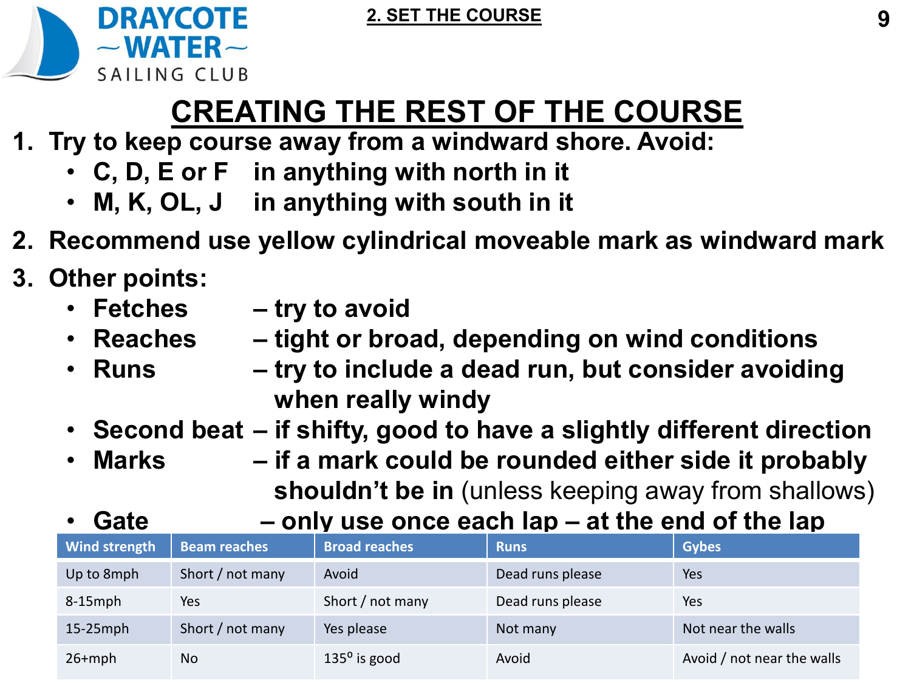## 2. SET THE COURSE

# CREATING THE REST OF THE COURSE

1. **Try to keep course away from a windward shore. Avoid:**
   - **C, D, E or F** **in anything with north in it**
   - **M, K, OL, J** **in anything with south in it**
2. **Recommend use yellow cylindrical moveable mark as windward mark**
3. **Other points:**
   - **Fetches** **– try to avoid**
   - **Reaches** **– tight or broad, depending on wind conditions**
   - **Runs** **– try to include a dead run, but consider avoiding when really windy**
   - **Second beat** **– if shifty, good to have a slightly different direction**
   - **Marks** **– if a mark could be rounded either side it probably shouldn't be in** (unless keeping away from shallows)
   - **Gate** **– only use once each lap – at the end of the lap**

| Wind strength | Beam reaches | Broad reaches | Runs | Gybes |
| --- | --- | --- | --- | --- |
| Up to 8mph | Short / not many | Avoid | Dead runs please | Yes |
| 8-15mph | Yes | Short / not many | Dead runs please | Yes |
| 15-25mph | Short / not many | Yes please | Not many | Not near the walls |
| 26+mph | No | $135^{o}$ is good | Avoid | Avoid / not near the walls |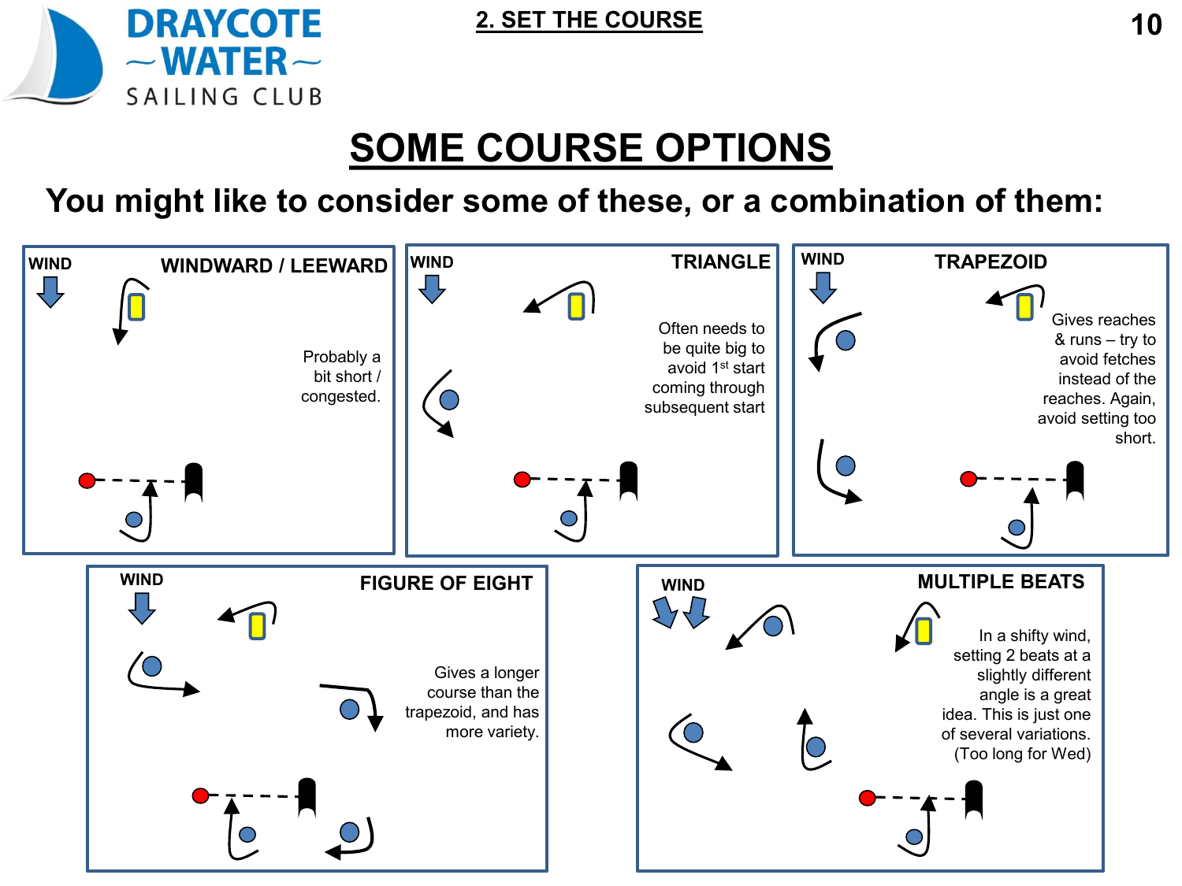## 2. SET THE COURSE

# SOME COURSE OPTIONS

**You might like to consider some of these, or a combination of them:**

### WINDWARD / LEEWARD

WIND

Probably a bit short / congested.

### TRIANGLE

WIND

Often needs to be quite big to avoid 1st start coming through subsequent start

### TRAPEZOID

WIND

Gives reaches & runs – try to avoid fetches instead of the reaches. Again, avoid setting too short.

### FIGURE OF EIGHT

WIND

Gives a longer course than the trapezoid, and has more variety.

### MULTIPLE BEATS

WIND

In a shifty wind, setting 2 beats at a slightly different angle is a great idea. This is just one of several variations. (Too long for Wed)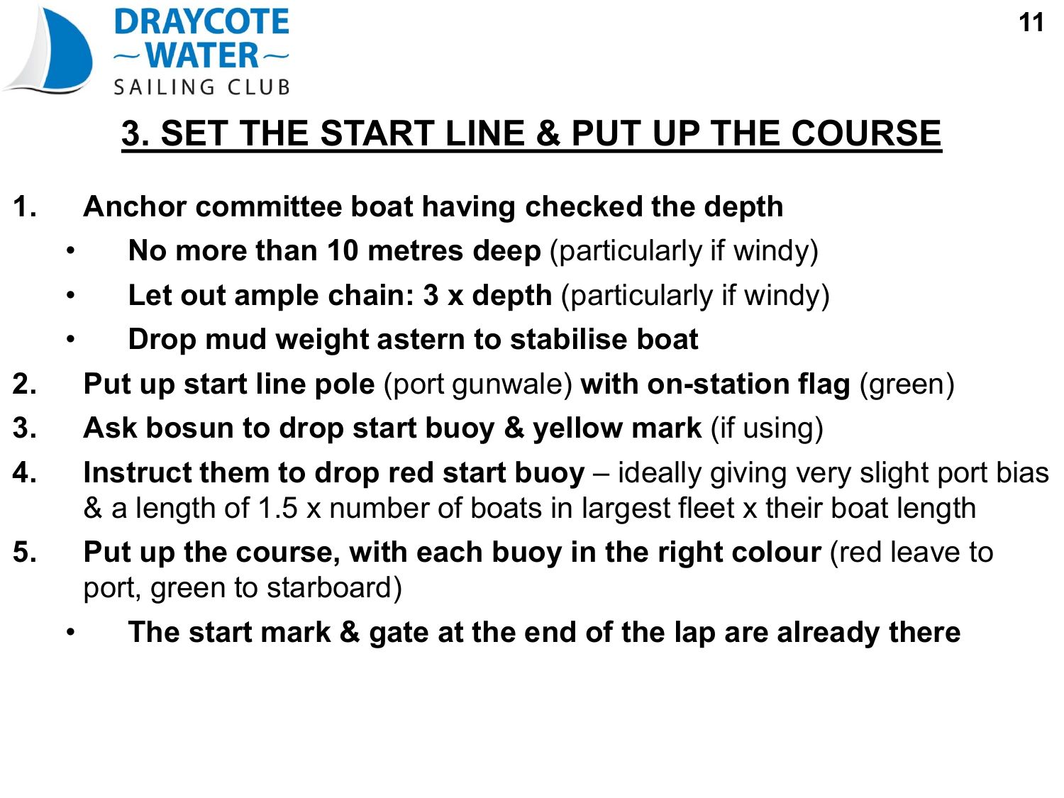# 3. SET THE START LINE & PUT UP THE COURSE

1. **Anchor committee boat having checked the depth**
   - **No more than 10 metres deep** (particularly if windy)
   - **Let out ample chain: 3 x depth** (particularly if windy)
   - **Drop mud weight astern to stabilise boat**
2. **Put up start line pole** (port gunwale) **with on-station flag** (green)
3. **Ask bosun to drop start buoy & yellow mark** (if using)
4. **Instruct them to drop red start buoy** – ideally giving very slight port bias & a length of 1.5 x number of boats in largest fleet x their boat length
5. **Put up the course, with each buoy in the right colour** (red leave to port, green to starboard)
   - **The start mark & gate at the end of the lap are already there**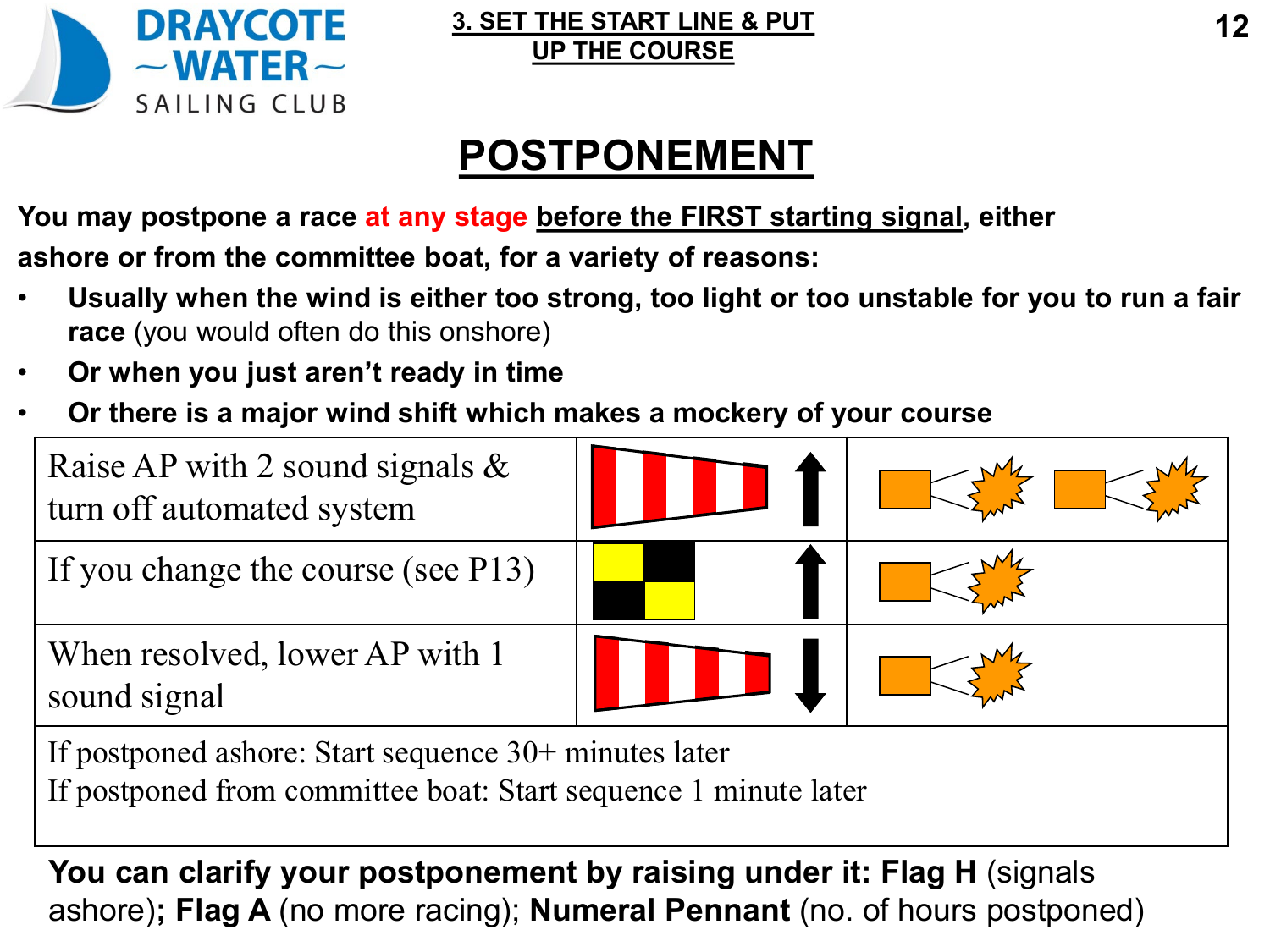## 3. SET THE START LINE & PUT UP THE COURSE

# POSTPONEMENT

**You may postpone a race at any stage before the FIRST starting signal, either ashore or from the committee boat, for a variety of reasons:**

- **Usually when the wind is either too strong, too light or too unstable for you to run a fair race** (you would often do this onshore)
- **Or when you just aren't ready in time**
- **Or there is a major wind shift which makes a mockery of your course**

| | | |
|---|---|---|
| Raise AP with 2 sound signals & turn off automated system | AP flag ↑ | 2 sound signals |
| If you change the course (see P13) | Flag ↑ | 1 sound signal |
| When resolved, lower AP with 1 sound signal | AP flag ↓ | 1 sound signal |
| If postponed ashore: Start sequence 30+ minutes later<br>If postponed from committee boat: Start sequence 1 minute later | | |

**You can clarify your postponement by raising under it: Flag H** (signals ashore)**; Flag A** (no more racing); **Numeral Pennant** (no. of hours postponed)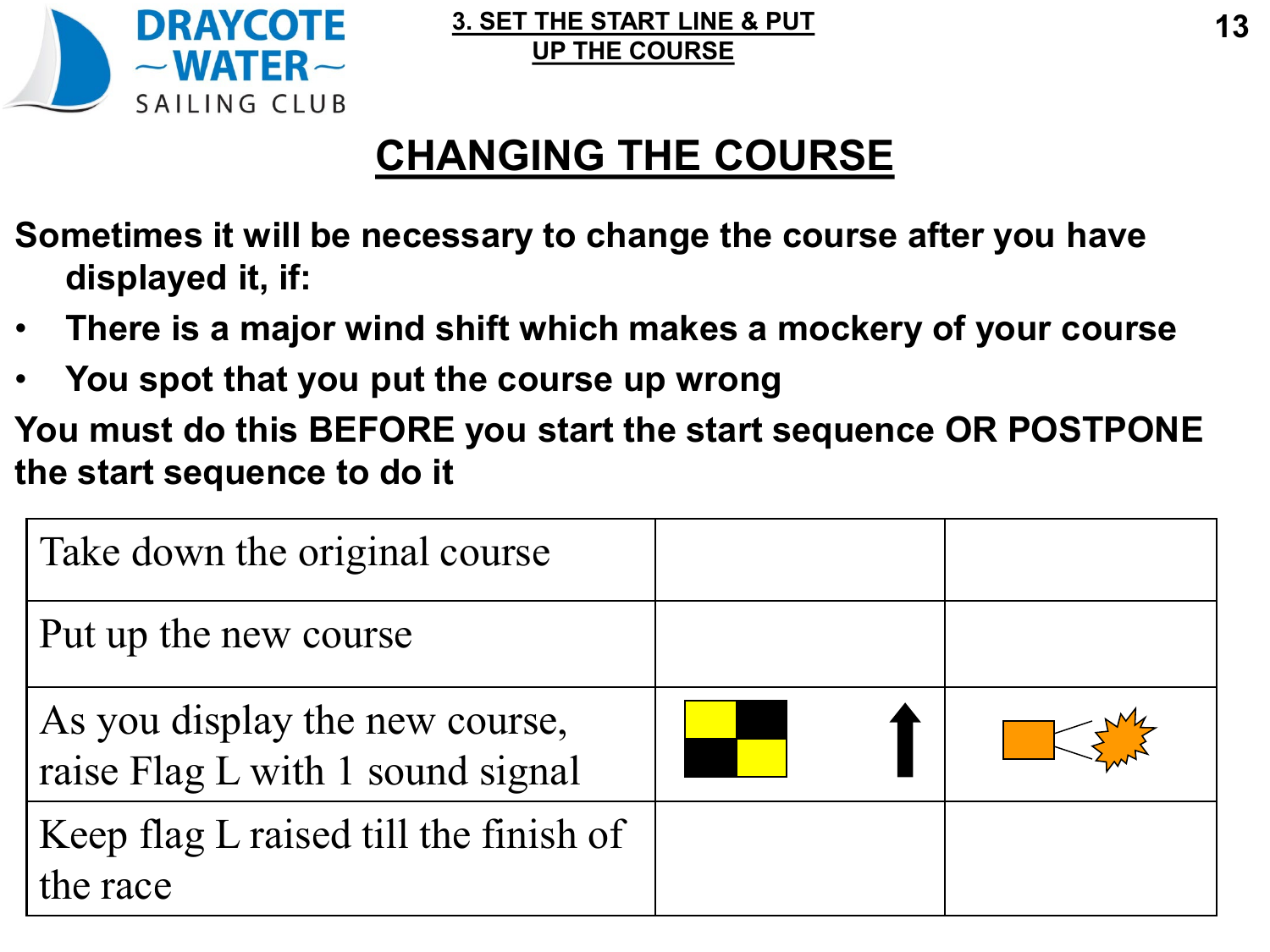# CHANGING THE COURSE

**Sometimes it will be necessary to change the course after you have displayed it, if:**

- **There is a major wind shift which makes a mockery of your course**
- **You spot that you put the course up wrong**

**You must do this BEFORE you start the start sequence OR POSTPONE the start sequence to do it**

| | | |
|---|---|---|
| Take down the original course | | |
| Put up the new course | | |
| As you display the new course, raise Flag L with 1 sound signal | | |
| Keep flag L raised till the finish of the race | | |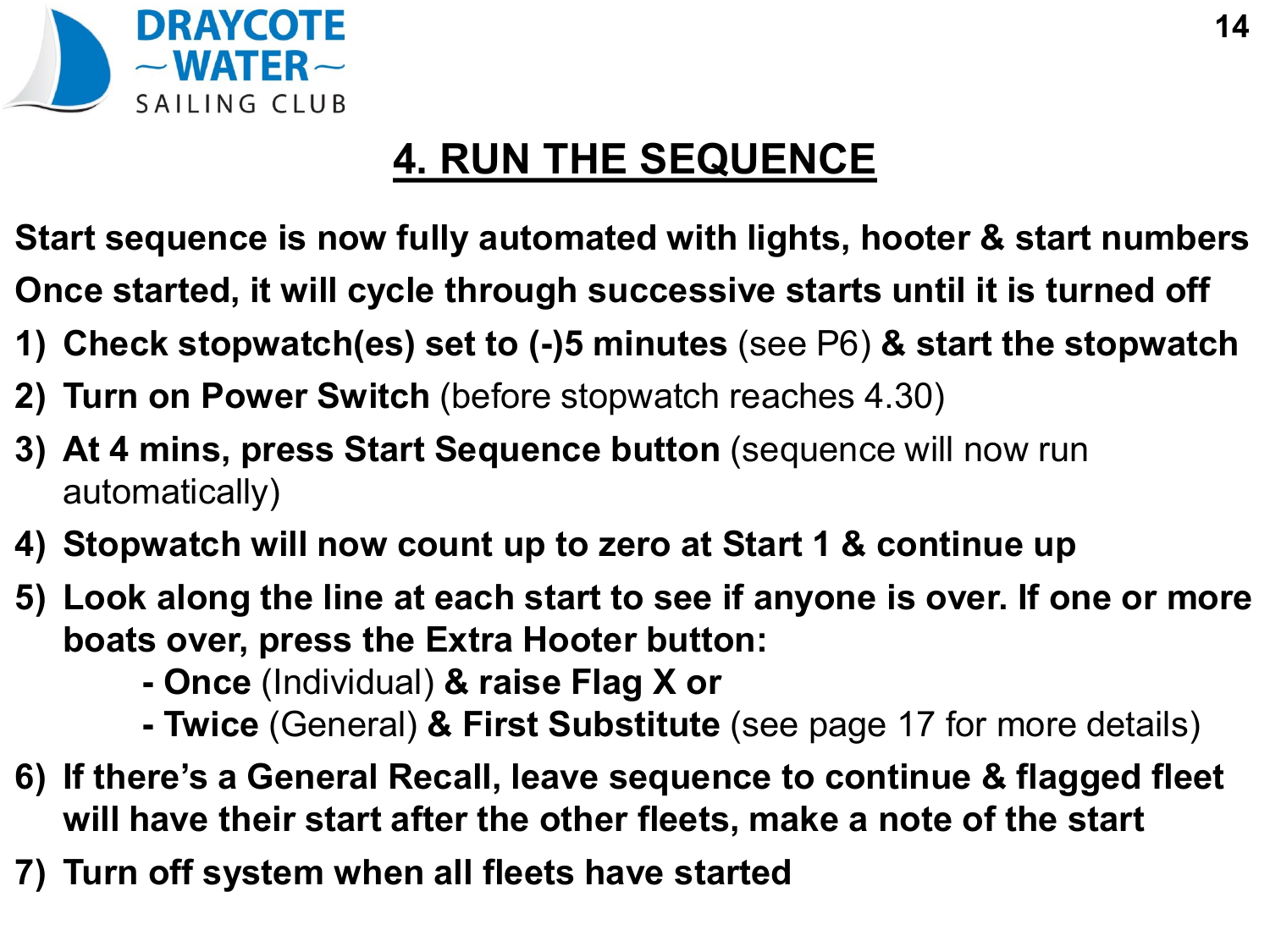## 4. RUN THE SEQUENCE

**Start sequence is now fully automated with lights, hooter & start numbers**

**Once started, it will cycle through successive starts until it is turned off**

1) **Check stopwatch(es) set to (-)5 minutes** (see P6) **& start the stopwatch**
2) **Turn on Power Switch** (before stopwatch reaches 4.30)
3) **At 4 mins, press Start Sequence button** (sequence will now run automatically)
4) **Stopwatch will now count up to zero at Start 1 & continue up**
5) **Look along the line at each start to see if anyone is over. If one or more boats over, press the Extra Hooter button:**
   - **Once** (Individual) **& raise Flag X or**
   - **Twice** (General) **& First Substitute** (see page 17 for more details)
6) **If there's a General Recall, leave sequence to continue & flagged fleet will have their start after the other fleets, make a note of the start**
7) **Turn off system when all fleets have started**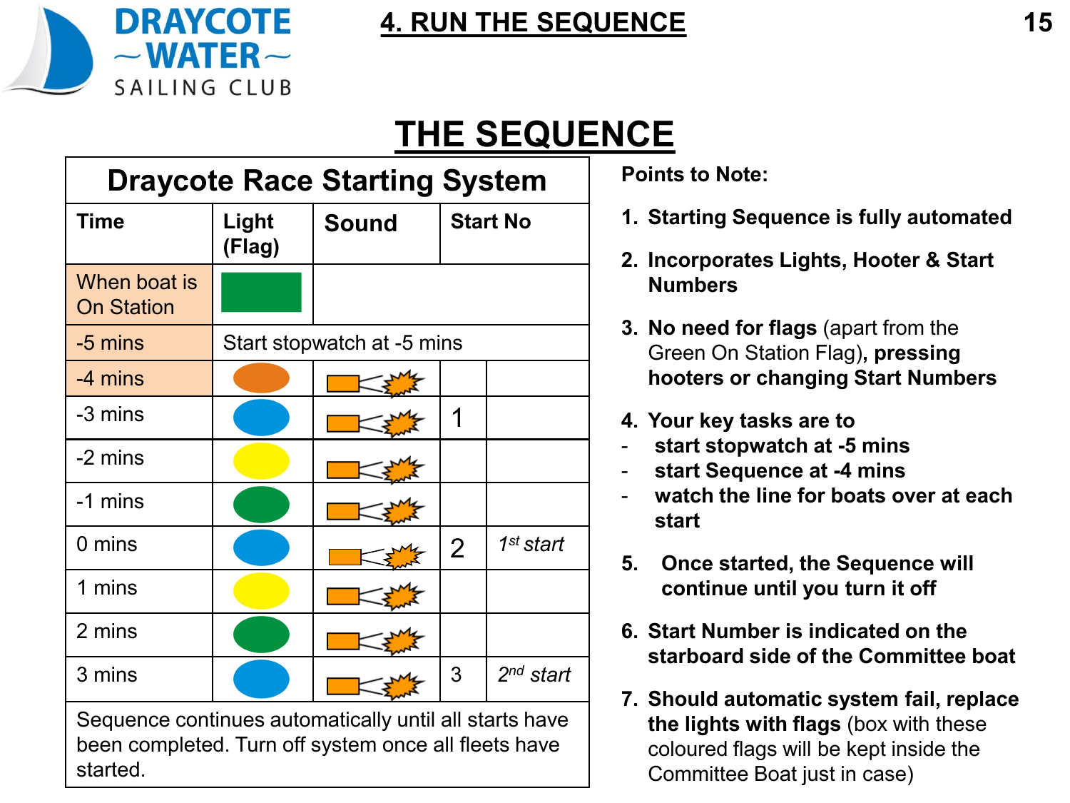## 4. RUN THE SEQUENCE

# THE SEQUENCE

| Draycote Race Starting System | | | | |
|---|---|---|---|---|
| **Time** | **Light (Flag)** | **Sound** | **Start No** | |
| When boat is On Station | Green | | | |
| -5 mins | Start stopwatch at -5 mins | | | |
| -4 mins | Orange | Hooter | | |
| -3 mins | Blue | Hooter | 1 | |
| -2 mins | Yellow | Hooter | | |
| -1 mins | Green | Hooter | | |
| 0 mins | Blue | Hooter | 2 | *1st start* |
| 1 mins | Yellow | Hooter | | |
| 2 mins | Green | Hooter | | |
| 3 mins | Blue | Hooter | 3 | *2nd start* |
| Sequence continues automatically until all starts have been completed. Turn off system once all fleets have started. | | | | |

**Points to Note:**

1. **Starting Sequence is fully automated**
2. **Incorporates Lights, Hooter & Start Numbers**
3. **No need for flags** (apart from the Green On Station Flag)**, pressing hooters or changing Start Numbers**
4. **Your key tasks are to**
   - **start stopwatch at -5 mins**
   - **start Sequence at -4 mins**
   - **watch the line for boats over at each start**
5. **Once started, the Sequence will continue until you turn it off**
6. **Start Number is indicated on the starboard side of the Committee boat**
7. **Should automatic system fail, replace the lights with flags** (box with these coloured flags will be kept inside the Committee Boat just in case)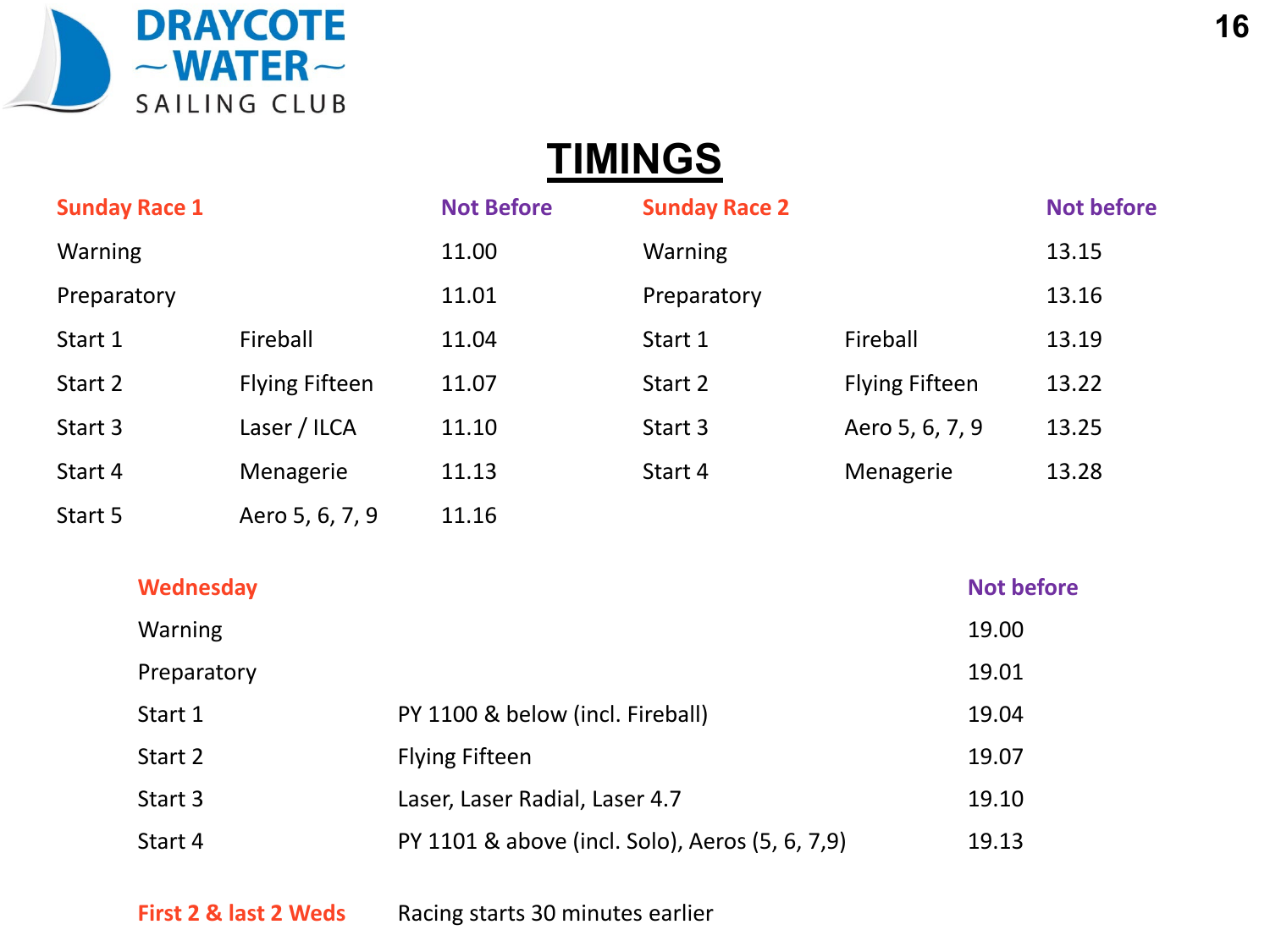DRAYCOTE WATER SAILING CLUB

# TIMINGS

| Sunday Race 1 | | Not Before |
|---|---|---|
| Warning | | 11.00 |
| Preparatory | | 11.01 |
| Start 1 | Fireball | 11.04 |
| Start 2 | Flying Fifteen | 11.07 |
| Start 3 | Laser / ILCA | 11.10 |
| Start 4 | Menagerie | 11.13 |
| Start 5 | Aero 5, 6, 7, 9 | 11.16 |

| Sunday Race 2 | | Not before |
|---|---|---|
| Warning | | 13.15 |
| Preparatory | | 13.16 |
| Start 1 | Fireball | 13.19 |
| Start 2 | Flying Fifteen | 13.22 |
| Start 3 | Aero 5, 6, 7, 9 | 13.25 |
| Start 4 | Menagerie | 13.28 |

| Wednesday | | Not before |
|---|---|---|
| Warning | | 19.00 |
| Preparatory | | 19.01 |
| Start 1 | PY 1100 & below (incl. Fireball) | 19.04 |
| Start 2 | Flying Fifteen | 19.07 |
| Start 3 | Laser, Laser Radial, Laser 4.7 | 19.10 |
| Start 4 | PY 1101 & above (incl. Solo), Aeros (5, 6, 7,9) | 19.13 |

**First 2 & last 2 Weds** Racing starts 30 minutes earlier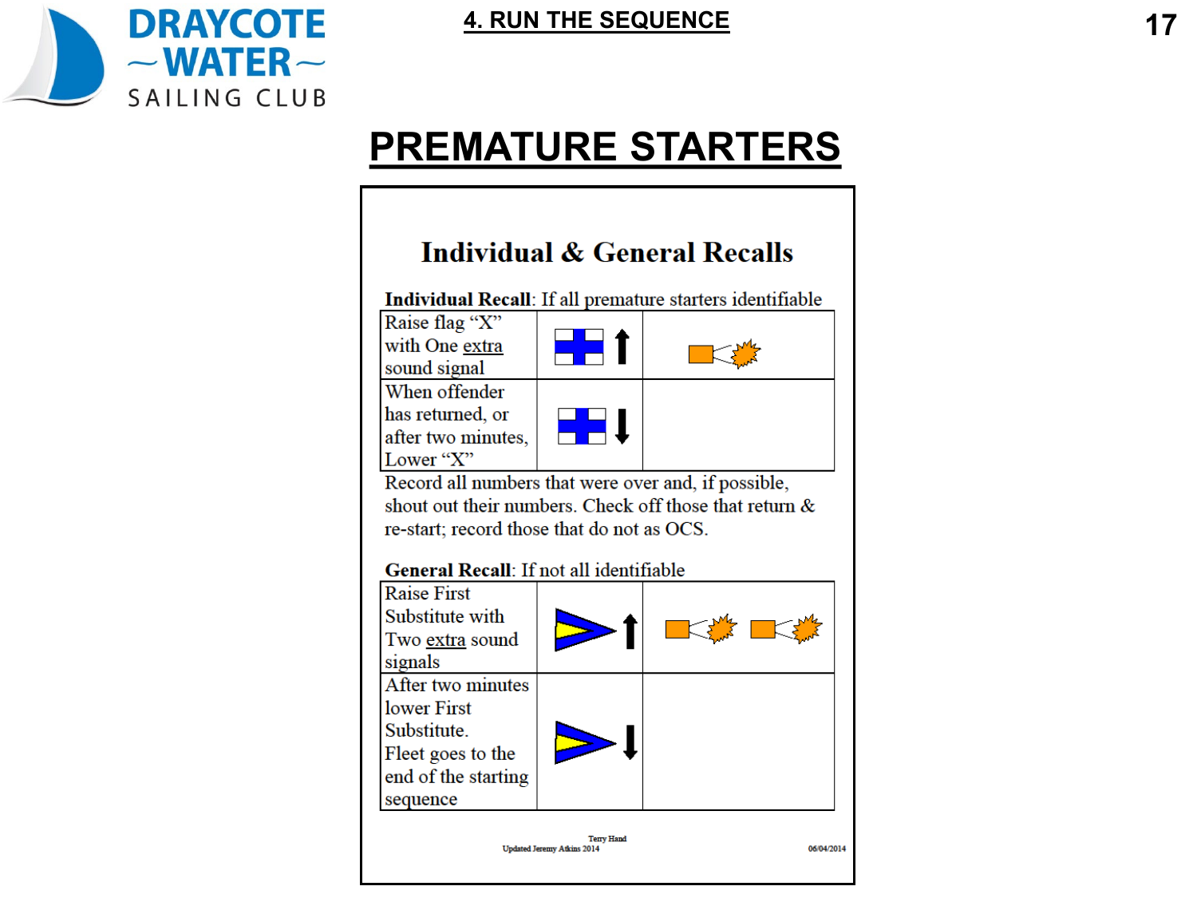# PREMATURE STARTERS

## Individual & General Recalls

**Individual Recall**: If all premature starters identifiable

| | | |
|---|---|---|
| Raise flag "X" with One extra sound signal | ↑ | |
| When offender has returned, or after two minutes, Lower "X" | ↓ | |

Record all numbers that were over and, if possible, shout out their numbers. Check off those that return & re-start; record those that do not as OCS.

**General Recall**: If not all identifiable

| | | |
|---|---|---|
| Raise First Substitute with Two extra sound signals | ↑ | |
| After two minutes lower First Substitute. Fleet goes to the end of the starting sequence | ↓ | |

Terry Hand
Updated Jeremy Atkins 2014

06/04/2014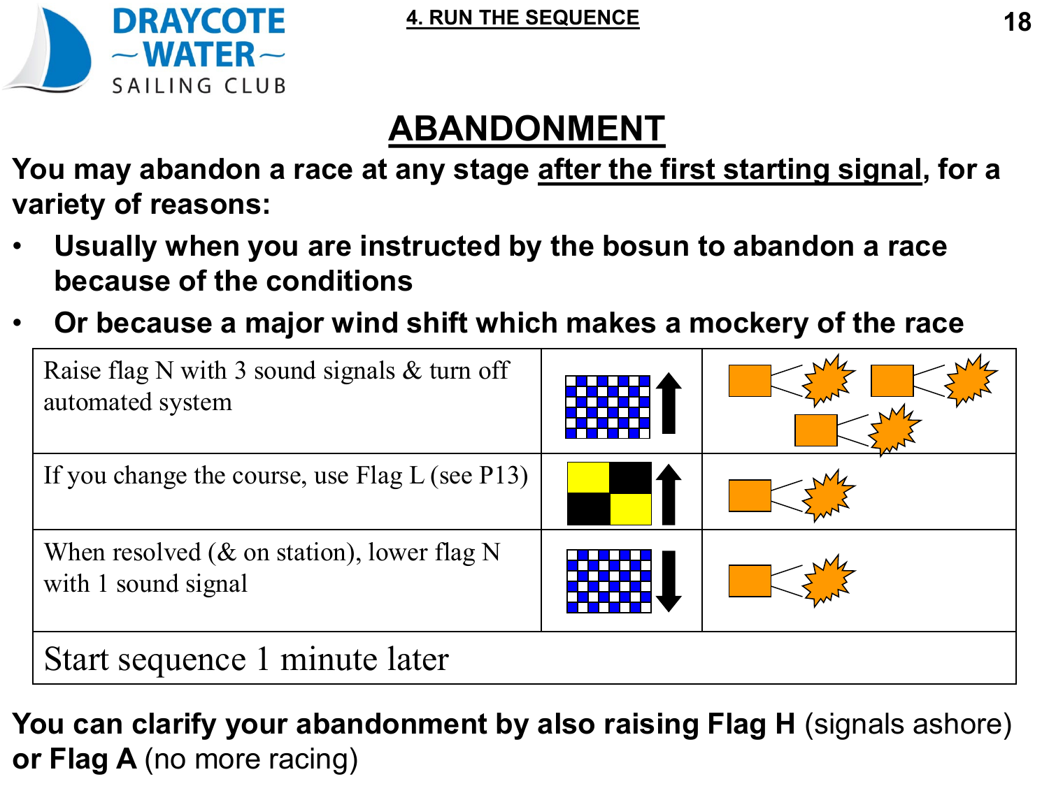## ABANDONMENT

**You may abandon a race at any stage <u>after the first starting signal</u>, for a variety of reasons:**

- **Usually when you are instructed by the bosun to abandon a race because of the conditions**
- **Or because a major wind shift which makes a mockery of the race**

| | | |
|---|---|---|
| Raise flag N with 3 sound signals & turn off automated system | | |
| If you change the course, use Flag L (see P13) | | |
| When resolved (& on station), lower flag N with 1 sound signal | | |
| Start sequence 1 minute later | | |

**You can clarify your abandonment by also raising Flag H** (signals ashore) **or Flag A** (no more racing)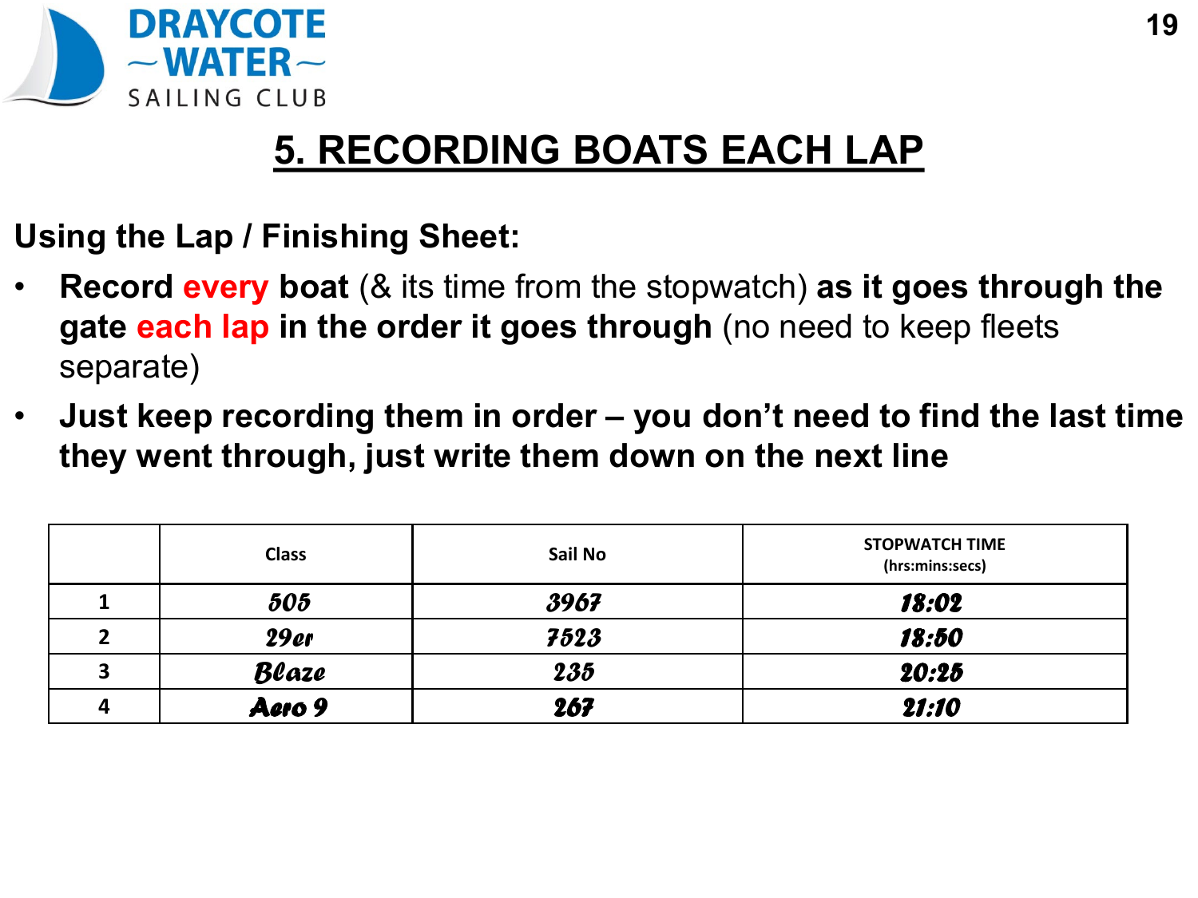# 5. RECORDING BOATS EACH LAP

**Using the Lap / Finishing Sheet:**

- **Record every boat** (& its time from the stopwatch) **as it goes through the gate each lap in the order it goes through** (no need to keep fleets separate)
- **Just keep recording them in order – you don't need to find the last time they went through, just write them down on the next line**

| | Class | Sail No | STOPWATCH TIME (hrs:mins:secs) |
|---|---|---|---|
| 1 | 505 | 3967 | 18:02 |
| 2 | 29er | 7523 | 18:50 |
| 3 | Blaze | 235 | 20:25 |
| 4 | Aero 9 | 267 | 21:10 |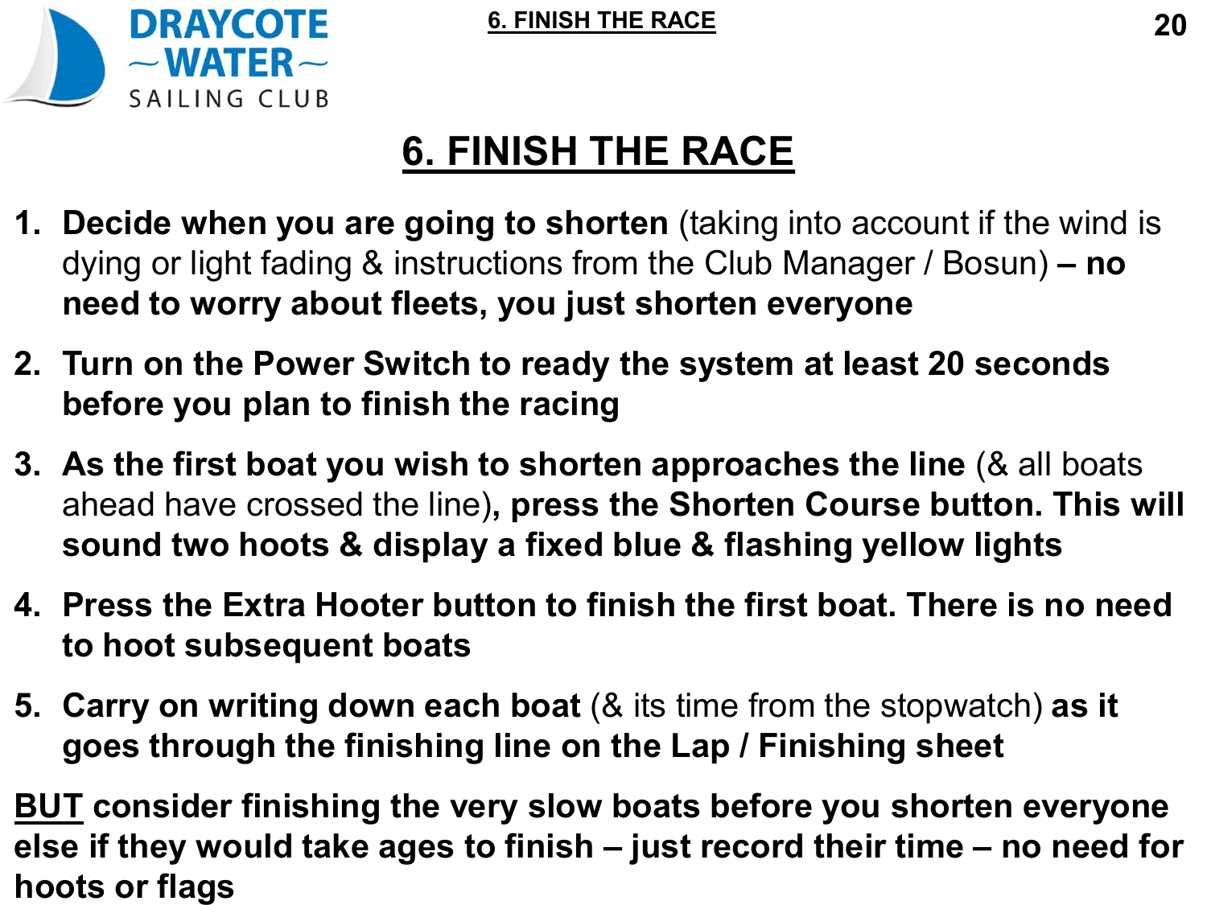# 6. FINISH THE RACE

1. **Decide when you are going to shorten** (taking into account if the wind is dying or light fading & instructions from the Club Manager / Bosun) **– no need to worry about fleets, you just shorten everyone**
2. **Turn on the Power Switch to ready the system at least 20 seconds before you plan to finish the racing**
3. **As the first boat you wish to shorten approaches the line** (& all boats ahead have crossed the line)**, press the Shorten Course button. This will sound two hoots & display a fixed blue & flashing yellow lights**
4. **Press the Extra Hooter button to finish the first boat. There is no need to hoot subsequent boats**
5. **Carry on writing down each boat** (& its time from the stopwatch) **as it goes through the finishing line on the Lap / Finishing sheet**

**<u>BUT</u> consider finishing the very slow boats before you shorten everyone else if they would take ages to finish – just record their time – no need for hoots or flags**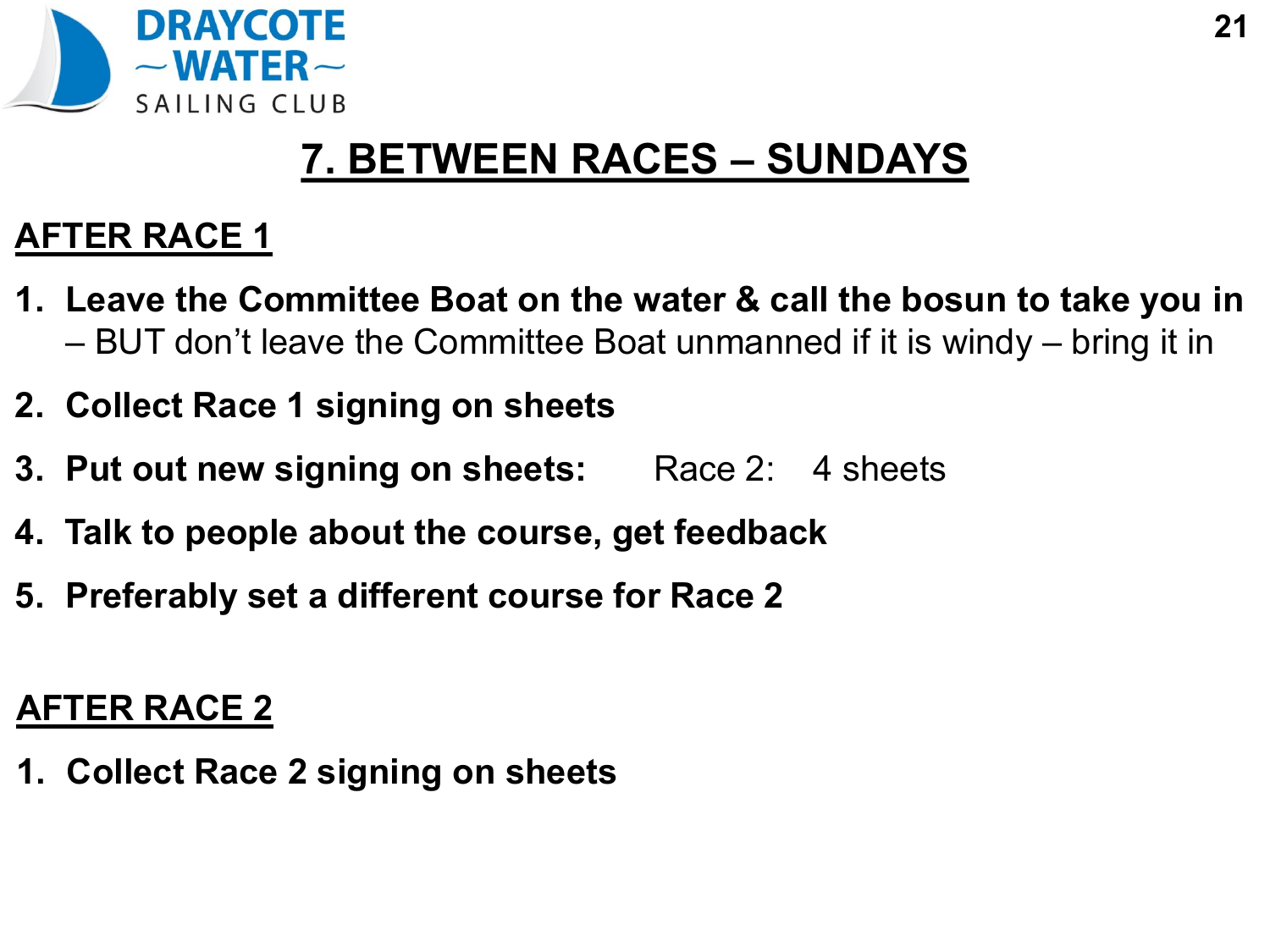# 7. BETWEEN RACES – SUNDAYS

## AFTER RACE 1

1. **Leave the Committee Boat on the water & call the bosun to take you in** – BUT don't leave the Committee Boat unmanned if it is windy – bring it in
2. **Collect Race 1 signing on sheets**
3. **Put out new signing on sheets:** Race 2: 4 sheets
4. **Talk to people about the course, get feedback**
5. **Preferably set a different course for Race 2**

## AFTER RACE 2

1. **Collect Race 2 signing on sheets**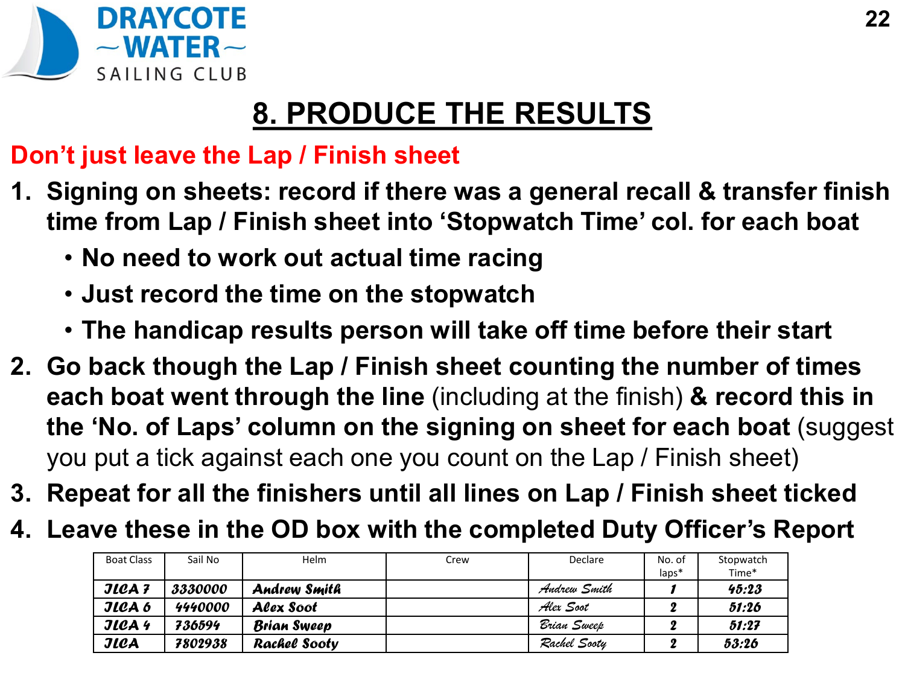# 8. PRODUCE THE RESULTS

**Don't just leave the Lap / Finish sheet**

1. **Signing on sheets: record if there was a general recall & transfer finish time from Lap / Finish sheet into 'Stopwatch Time' col. for each boat**
   - **No need to work out actual time racing**
   - **Just record the time on the stopwatch**
   - **The handicap results person will take off time before their start**
2. **Go back though the Lap / Finish sheet counting the number of times each boat went through the line** (including at the finish) **& record this in the 'No. of Laps' column on the signing on sheet for each boat** (suggest you put a tick against each one you count on the Lap / Finish sheet)
3. **Repeat for all the finishers until all lines on Lap / Finish sheet ticked**
4. **Leave these in the OD box with the completed Duty Officer's Report**

| Boat Class | Sail No | Helm | Crew | Declare | No. of laps* | Stopwatch Time* |
|---|---|---|---|---|---|---|
| ILCA 7 | 3330000 | Andrew Smith | | Andrew Smith | 1 | 45:23 |
| ILCA 6 | 4440000 | Alex Soot | | Alex Soot | 2 | 51:26 |
| ILCA 4 | 736594 | Brian Sweep | | Brian Sweep | 2 | 51:27 |
| ILCA | 7802938 | Rachel Sooty | | Rachel Sooty | 2 | 53:26 |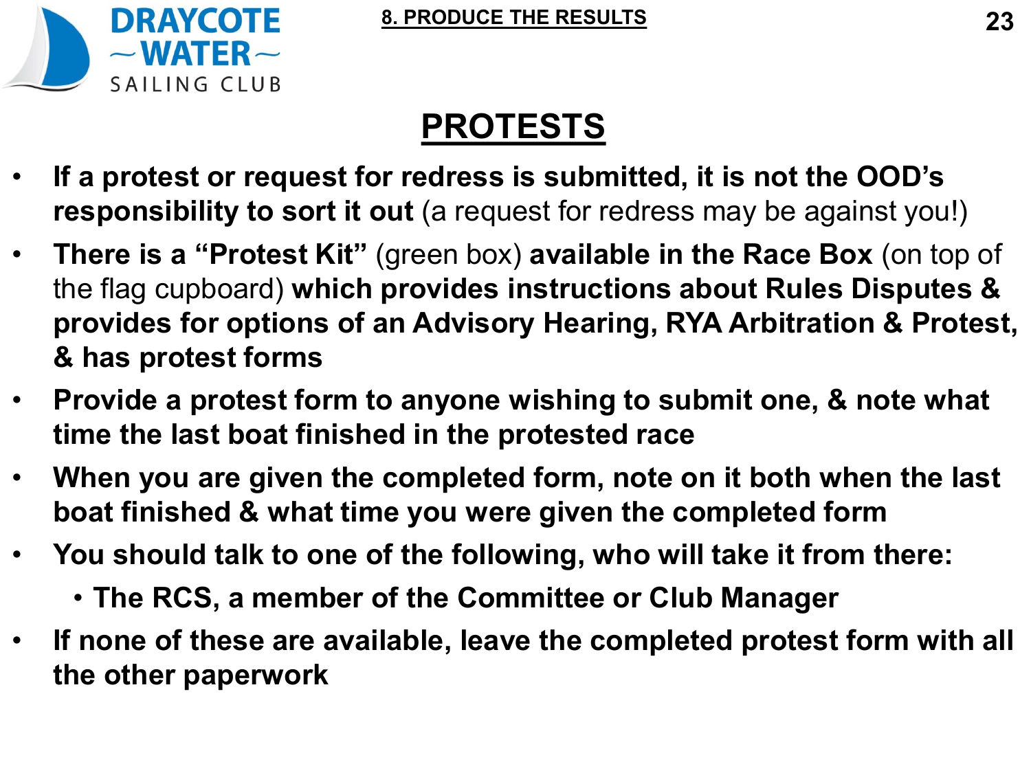## 8. PRODUCE THE RESULTS

# PROTESTS

- **If a protest or request for redress is submitted, it is not the OOD's responsibility to sort it out** (a request for redress may be against you!)
- **There is a "Protest Kit"** (green box) **available in the Race Box** (on top of the flag cupboard) **which provides instructions about Rules Disputes & provides for options of an Advisory Hearing, RYA Arbitration & Protest, & has protest forms**
- **Provide a protest form to anyone wishing to submit one, & note what time the last boat finished in the protested race**
- **When you are given the completed form, note on it both when the last boat finished & what time you were given the completed form**
- **You should talk to one of the following, who will take it from there:**
  - **The RCS, a member of the Committee or Club Manager**
- **If none of these are available, leave the completed protest form with all the other paperwork**